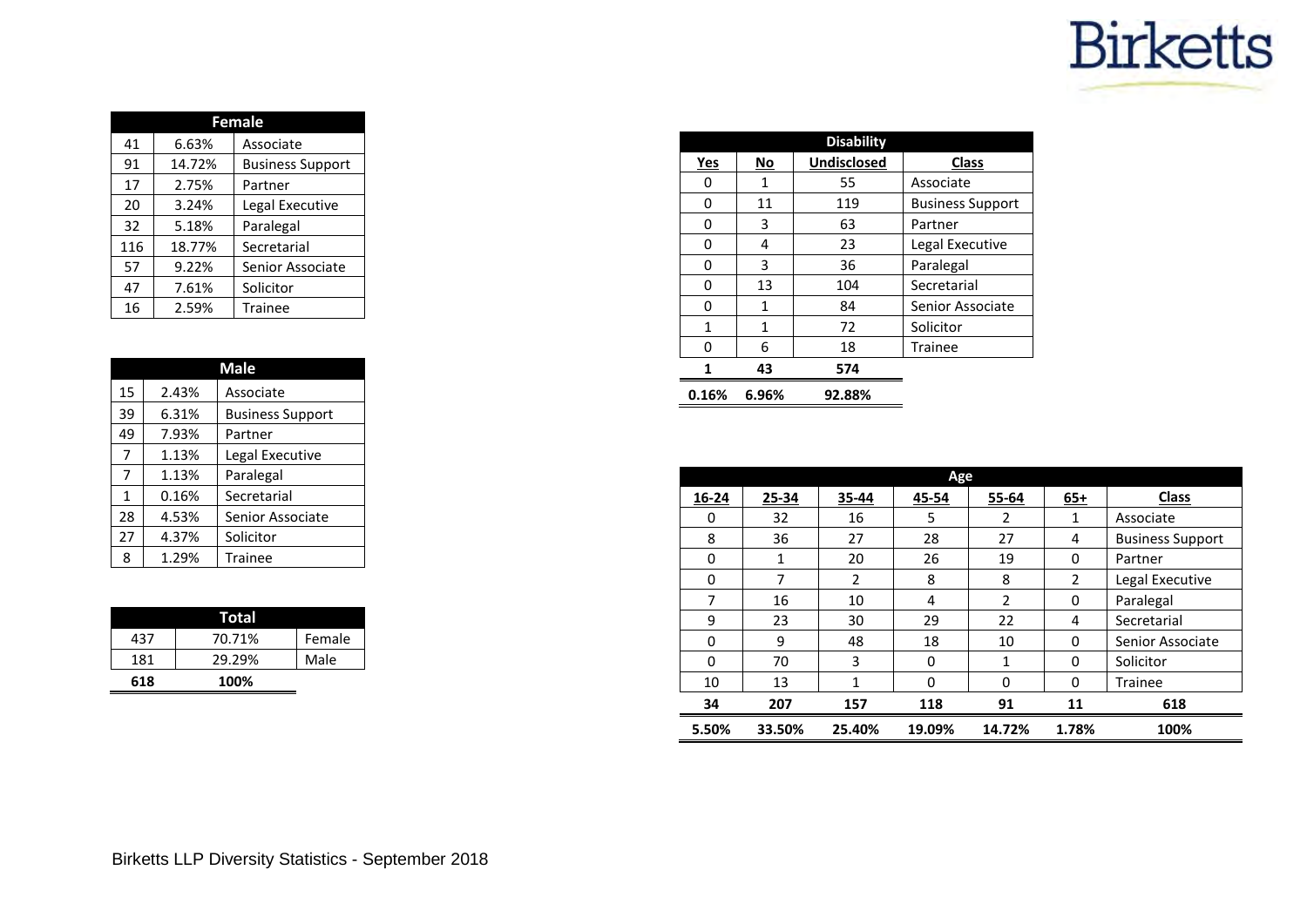Birketts

| Female | | |
|---|---|---|
| 41 | 6.63% | Associate |
| 91 | 14.72% | Business Support |
| 17 | 2.75% | Partner |
| 20 | 3.24% | Legal Executive |
| 32 | 5.18% | Paralegal |
| 116 | 18.77% | Secretarial |
| 57 | 9.22% | Senior Associate |
| 47 | 7.61% | Solicitor |
| 16 | 2.59% | Trainee |

| Male | | |
|---|---|---|
| 15 | 2.43% | Associate |
| 39 | 6.31% | Business Support |
| 49 | 7.93% | Partner |
| 7 | 1.13% | Legal Executive |
| 7 | 1.13% | Paralegal |
| 1 | 0.16% | Secretarial |
| 28 | 4.53% | Senior Associate |
| 27 | 4.37% | Solicitor |
| 8 | 1.29% | Trainee |

| Total | | |
|---|---|---|
| 437 | 70.71% | Female |
| 181 | 29.29% | Male |
| **618** | **100%** | |

| Disability | | | |
|---|---|---|---|
| **Yes** | **No** | **Undisclosed** | **Class** |
| 0 | 1 | 55 | Associate |
| 0 | 11 | 119 | Business Support |
| 0 | 3 | 63 | Partner |
| 0 | 4 | 23 | Legal Executive |
| 0 | 3 | 36 | Paralegal |
| 0 | 13 | 104 | Secretarial |
| 0 | 1 | 84 | Senior Associate |
| 1 | 1 | 72 | Solicitor |
| 0 | 6 | 18 | Trainee |
| **1** | **43** | **574** | |
| **0.16%** | **6.96%** | **92.88%** | |

| Age | | | | | | |
|---|---|---|---|---|---|---|
| **16-24** | **25-34** | **35-44** | **45-54** | **55-64** | **65+** | **Class** |
| 0 | 32 | 16 | 5 | 2 | 1 | Associate |
| 8 | 36 | 27 | 28 | 27 | 4 | Business Support |
| 0 | 1 | 20 | 26 | 19 | 0 | Partner |
| 0 | 7 | 2 | 8 | 8 | 2 | Legal Executive |
| 7 | 16 | 10 | 4 | 2 | 0 | Paralegal |
| 9 | 23 | 30 | 29 | 22 | 4 | Secretarial |
| 0 | 9 | 48 | 18 | 10 | 0 | Senior Associate |
| 0 | 70 | 3 | 0 | 1 | 0 | Solicitor |
| 10 | 13 | 1 | 0 | 0 | 0 | Trainee |
| **34** | **207** | **157** | **118** | **91** | **11** | **618** |
| **5.50%** | **33.50%** | **25.40%** | **19.09%** | **14.72%** | **1.78%** | **100%** |

Birketts LLP Diversity Statistics - September 2018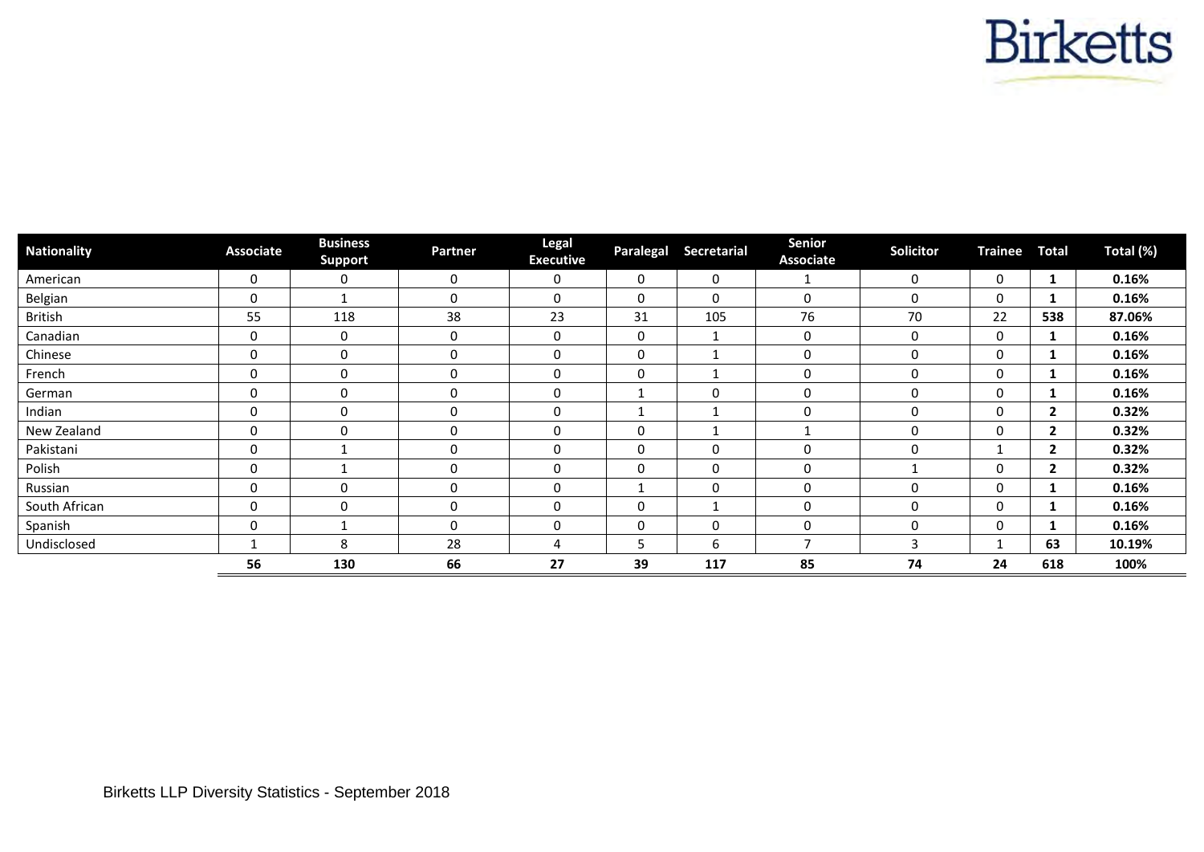| Nationality | Associate | Business Support | Partner | Legal Executive | Paralegal | Secretarial | Senior Associate | Solicitor | Trainee | Total | Total (%) |
|---|---|---|---|---|---|---|---|---|---|---|---|
| American | 0 | 0 | 0 | 0 | 0 | 0 | 1 | 0 | 0 | **1** | **0.16%** |
| Belgian | 0 | 1 | 0 | 0 | 0 | 0 | 0 | 0 | 0 | **1** | **0.16%** |
| British | 55 | 118 | 38 | 23 | 31 | 105 | 76 | 70 | 22 | **538** | **87.06%** |
| Canadian | 0 | 0 | 0 | 0 | 0 | 1 | 0 | 0 | 0 | **1** | **0.16%** |
| Chinese | 0 | 0 | 0 | 0 | 0 | 1 | 0 | 0 | 0 | **1** | **0.16%** |
| French | 0 | 0 | 0 | 0 | 0 | 1 | 0 | 0 | 0 | **1** | **0.16%** |
| German | 0 | 0 | 0 | 0 | 1 | 0 | 0 | 0 | 0 | **1** | **0.16%** |
| Indian | 0 | 0 | 0 | 0 | 1 | 1 | 0 | 0 | 0 | **2** | **0.32%** |
| New Zealand | 0 | 0 | 0 | 0 | 0 | 1 | 1 | 0 | 0 | **2** | **0.32%** |
| Pakistani | 0 | 1 | 0 | 0 | 0 | 0 | 0 | 0 | 1 | **2** | **0.32%** |
| Polish | 0 | 1 | 0 | 0 | 0 | 0 | 0 | 1 | 0 | **2** | **0.32%** |
| Russian | 0 | 0 | 0 | 0 | 1 | 0 | 0 | 0 | 0 | **1** | **0.16%** |
| South African | 0 | 0 | 0 | 0 | 0 | 1 | 0 | 0 | 0 | **1** | **0.16%** |
| Spanish | 0 | 1 | 0 | 0 | 0 | 0 | 0 | 0 | 0 | **1** | **0.16%** |
| Undisclosed | 1 | 8 | 28 | 4 | 5 | 6 | 7 | 3 | 1 | **63** | **10.19%** |
| | **56** | **130** | **66** | **27** | **39** | **117** | **85** | **74** | **24** | **618** | **100%** |

Birketts LLP Diversity Statistics - September 2018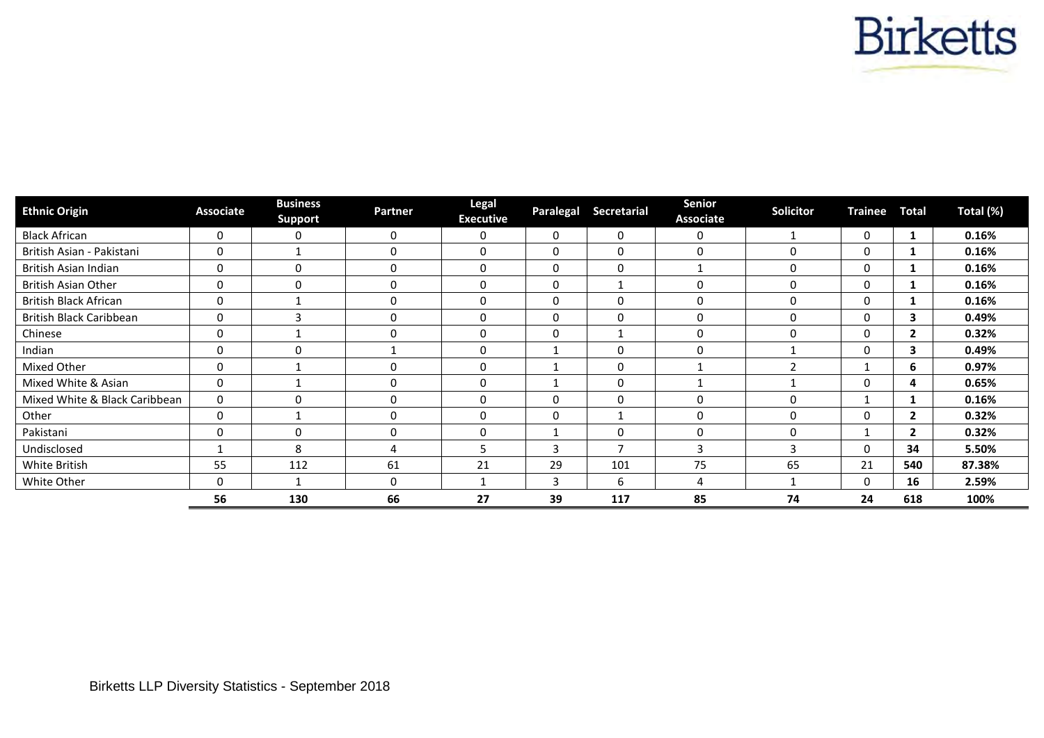| Ethnic Origin | Associate | Business Support | Partner | Legal Executive | Paralegal | Secretarial | Senior Associate | Solicitor | Trainee | Total | Total (%) |
|---|---|---|---|---|---|---|---|---|---|---|---|
| Black African | 0 | 0 | 0 | 0 | 0 | 0 | 0 | 1 | 0 | **1** | **0.16%** |
| British Asian - Pakistani | 0 | 1 | 0 | 0 | 0 | 0 | 0 | 0 | 0 | **1** | **0.16%** |
| British Asian Indian | 0 | 0 | 0 | 0 | 0 | 0 | 1 | 0 | 0 | **1** | **0.16%** |
| British Asian Other | 0 | 0 | 0 | 0 | 0 | 1 | 0 | 0 | 0 | **1** | **0.16%** |
| British Black African | 0 | 1 | 0 | 0 | 0 | 0 | 0 | 0 | 0 | **1** | **0.16%** |
| British Black Caribbean | 0 | 3 | 0 | 0 | 0 | 0 | 0 | 0 | 0 | **3** | **0.49%** |
| Chinese | 0 | 1 | 0 | 0 | 0 | 1 | 0 | 0 | 0 | **2** | **0.32%** |
| Indian | 0 | 0 | 1 | 0 | 1 | 0 | 0 | 1 | 0 | **3** | **0.49%** |
| Mixed Other | 0 | 1 | 0 | 0 | 1 | 0 | 1 | 2 | 1 | **6** | **0.97%** |
| Mixed White & Asian | 0 | 1 | 0 | 0 | 1 | 0 | 1 | 1 | 0 | **4** | **0.65%** |
| Mixed White & Black Caribbean | 0 | 0 | 0 | 0 | 0 | 0 | 0 | 0 | 1 | **1** | **0.16%** |
| Other | 0 | 1 | 0 | 0 | 0 | 1 | 0 | 0 | 0 | **2** | **0.32%** |
| Pakistani | 0 | 0 | 0 | 0 | 1 | 0 | 0 | 0 | 1 | **2** | **0.32%** |
| Undisclosed | 1 | 8 | 4 | 5 | 3 | 7 | 3 | 3 | 0 | **34** | **5.50%** |
| White British | 55 | 112 | 61 | 21 | 29 | 101 | 75 | 65 | 21 | **540** | **87.38%** |
| White Other | 0 | 1 | 0 | 1 | 3 | 6 | 4 | 1 | 0 | **16** | **2.59%** |
| | **56** | **130** | **66** | **27** | **39** | **117** | **85** | **74** | **24** | **618** | **100%** |

Birketts LLP Diversity Statistics - September 2018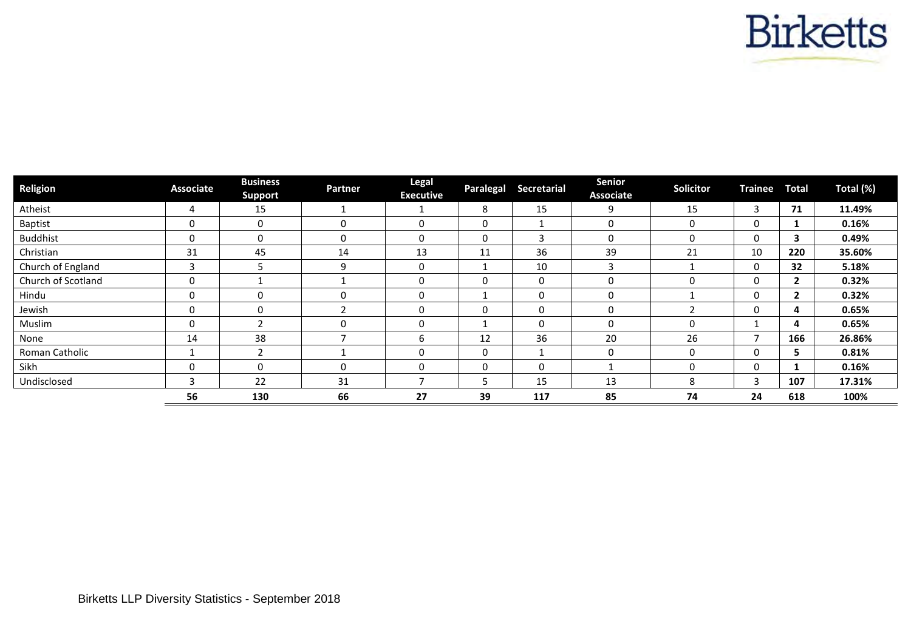| Religion | Associate | Business Support | Partner | Legal Executive | Paralegal | Secretarial | Senior Associate | Solicitor | Trainee | Total | Total (%) |
|---|---|---|---|---|---|---|---|---|---|---|---|
| Atheist | 4 | 15 | 1 | 1 | 8 | 15 | 9 | 15 | 3 | **71** | **11.49%** |
| Baptist | 0 | 0 | 0 | 0 | 0 | 1 | 0 | 0 | 0 | **1** | **0.16%** |
| Buddhist | 0 | 0 | 0 | 0 | 0 | 3 | 0 | 0 | 0 | **3** | **0.49%** |
| Christian | 31 | 45 | 14 | 13 | 11 | 36 | 39 | 21 | 10 | **220** | **35.60%** |
| Church of England | 3 | 5 | 9 | 0 | 1 | 10 | 3 | 1 | 0 | **32** | **5.18%** |
| Church of Scotland | 0 | 1 | 1 | 0 | 0 | 0 | 0 | 0 | 0 | **2** | **0.32%** |
| Hindu | 0 | 0 | 0 | 0 | 1 | 0 | 0 | 1 | 0 | **2** | **0.32%** |
| Jewish | 0 | 0 | 2 | 0 | 0 | 0 | 0 | 2 | 0 | **4** | **0.65%** |
| Muslim | 0 | 2 | 0 | 0 | 1 | 0 | 0 | 0 | 1 | **4** | **0.65%** |
| None | 14 | 38 | 7 | 6 | 12 | 36 | 20 | 26 | 7 | **166** | **26.86%** |
| Roman Catholic | 1 | 2 | 1 | 0 | 0 | 1 | 0 | 0 | 0 | **5** | **0.81%** |
| Sikh | 0 | 0 | 0 | 0 | 0 | 0 | 1 | 0 | 0 | **1** | **0.16%** |
| Undisclosed | 3 | 22 | 31 | 7 | 5 | 15 | 13 | 8 | 3 | **107** | **17.31%** |
| | **56** | **130** | **66** | **27** | **39** | **117** | **85** | **74** | **24** | **618** | **100%** |

Birketts LLP Diversity Statistics - September 2018